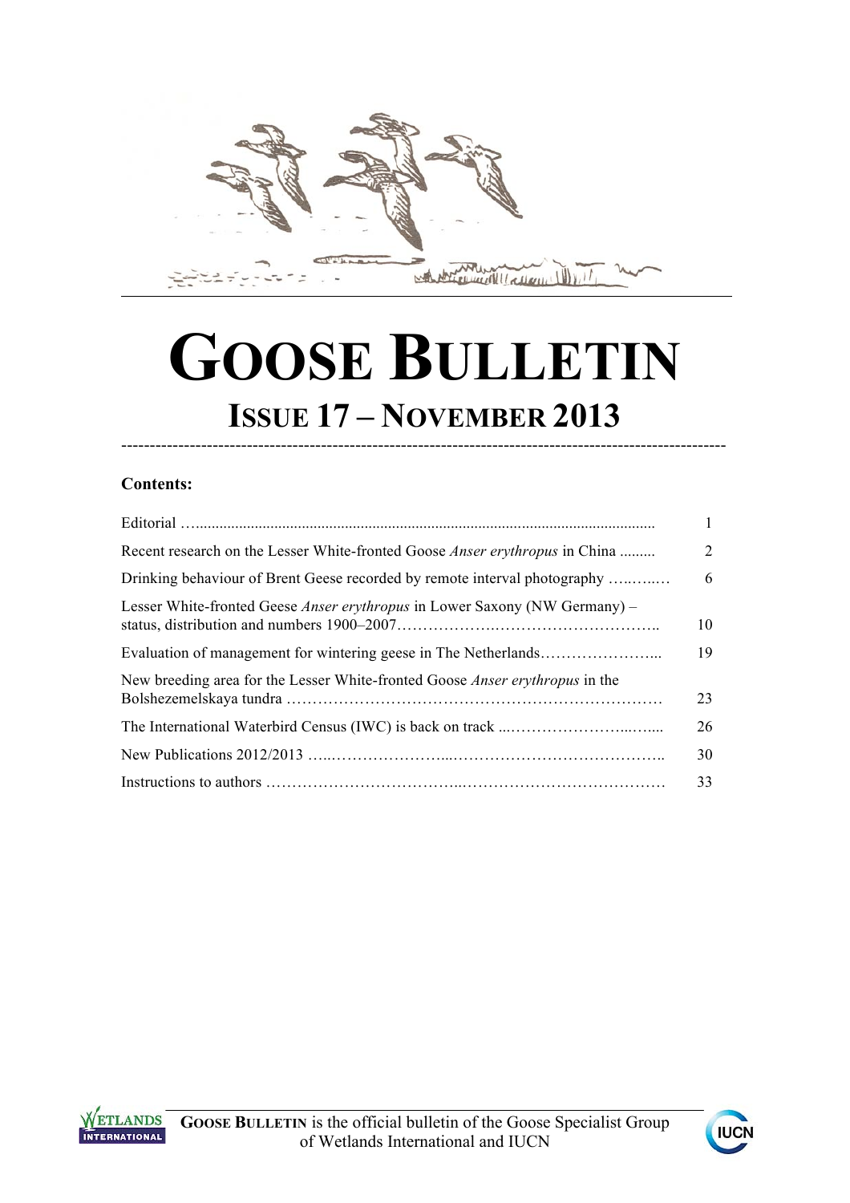# GOOSE BULLETIN

## ISSUE 17 – NOVEMBER 2013

---

**Contents:**

| | |
|---|---|
| Editorial ….................................................................................................................. | 1 |
| Recent research on the Lesser White-fronted Goose *Anser erythropus* in China ......... | 2 |
| Drinking behaviour of Brent Geese recorded by remote interval photography ….…..… | 6 |
| Lesser White-fronted Geese *Anser erythropus* in Lower Saxony (NW Germany) – status, distribution and numbers 1900–2007……………….………………………….. | 10 |
| Evaluation of management for wintering geese in The Netherlands…………………... | 19 |
| New breeding area for the Lesser White-fronted Goose *Anser erythropus* in the Bolshezemelskaya tundra ……………………………………………………………… | 23 |
| The International Waterbird Census (IWC) is back on track ...…………………...…... | 26 |
| New Publications 2012/2013 …...…………………...………………………………….. | 30 |
| Instructions to authors ……………………………...………………………………… | 33 |

**GOOSE BULLETIN** is the official bulletin of the Goose Specialist Group of Wetlands International and IUCN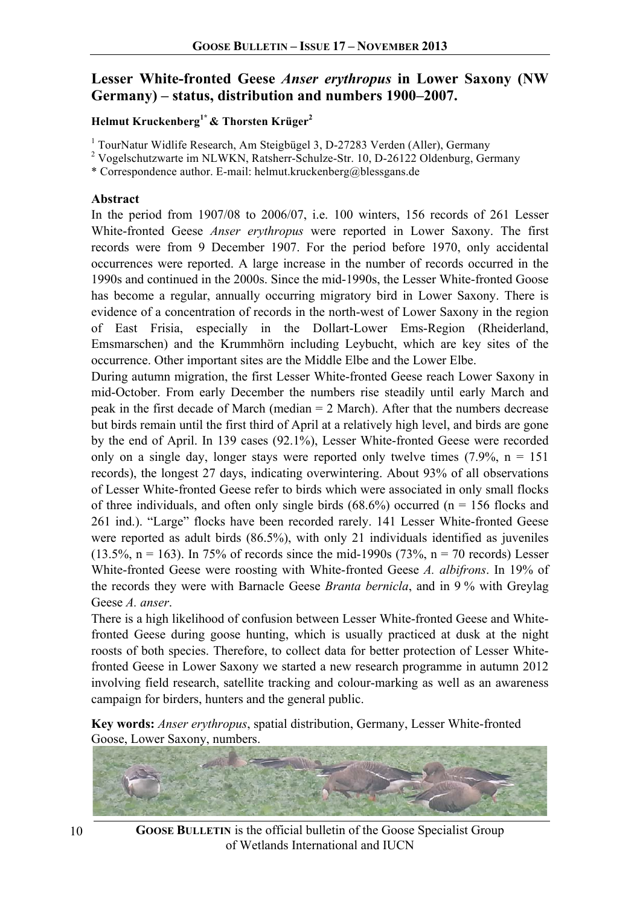# Lesser White-fronted Geese *Anser erythropus* in Lower Saxony (NW Germany) – status, distribution and numbers 1900–2007.

**Helmut Kruckenberg[1*] & Thorsten Krüger[2]**

[1] TourNatur Widlife Research, Am Steigbügel 3, D-27283 Verden (Aller), Germany
[2] Vogelschutzwarte im NLWKN, Ratsherr-Schulze-Str. 10, D-26122 Oldenburg, Germany
* Correspondence author. E-mail: helmut.kruckenberg@blessgans.de

### Abstract

In the period from 1907/08 to 2006/07, i.e. 100 winters, 156 records of 261 Lesser White-fronted Geese *Anser erythropus* were reported in Lower Saxony. The first records were from 9 December 1907. For the period before 1970, only accidental occurrences were reported. A large increase in the number of records occurred in the 1990s and continued in the 2000s. Since the mid-1990s, the Lesser White-fronted Goose has become a regular, annually occurring migratory bird in Lower Saxony. There is evidence of a concentration of records in the north-west of Lower Saxony in the region of East Frisia, especially in the Dollart-Lower Ems-Region (Rheiderland, Emsmarschen) and the Krummhörn including Leybucht, which are key sites of the occurrence. Other important sites are the Middle Elbe and the Lower Elbe.

During autumn migration, the first Lesser White-fronted Geese reach Lower Saxony in mid-October. From early December the numbers rise steadily until early March and peak in the first decade of March (median = 2 March). After that the numbers decrease but birds remain until the first third of April at a relatively high level, and birds are gone by the end of April. In 139 cases (92.1%), Lesser White-fronted Geese were recorded only on a single day, longer stays were reported only twelve times (7.9%, n = 151 records), the longest 27 days, indicating overwintering. About 93% of all observations of Lesser White-fronted Geese refer to birds which were associated in only small flocks of three individuals, and often only single birds (68.6%) occurred (n = 156 flocks and 261 ind.). "Large" flocks have been recorded rarely. 141 Lesser White-fronted Geese were reported as adult birds (86.5%), with only 21 individuals identified as juveniles (13.5%, n = 163). In 75% of records since the mid-1990s (73%, n = 70 records) Lesser White-fronted Geese were roosting with White-fronted Geese *A. albifrons*. In 19% of the records they were with Barnacle Geese *Branta bernicla*, and in 9 % with Greylag Geese *A. anser*.

There is a high likelihood of confusion between Lesser White-fronted Geese and White-fronted Geese during goose hunting, which is usually practiced at dusk at the night roosts of both species. Therefore, to collect data for better protection of Lesser White-fronted Geese in Lower Saxony we started a new research programme in autumn 2012 involving field research, satellite tracking and colour-marking as well as an awareness campaign for birders, hunters and the general public.

**Key words:** *Anser erythropus*, spatial distribution, Germany, Lesser White-fronted Goose, Lower Saxony, numbers.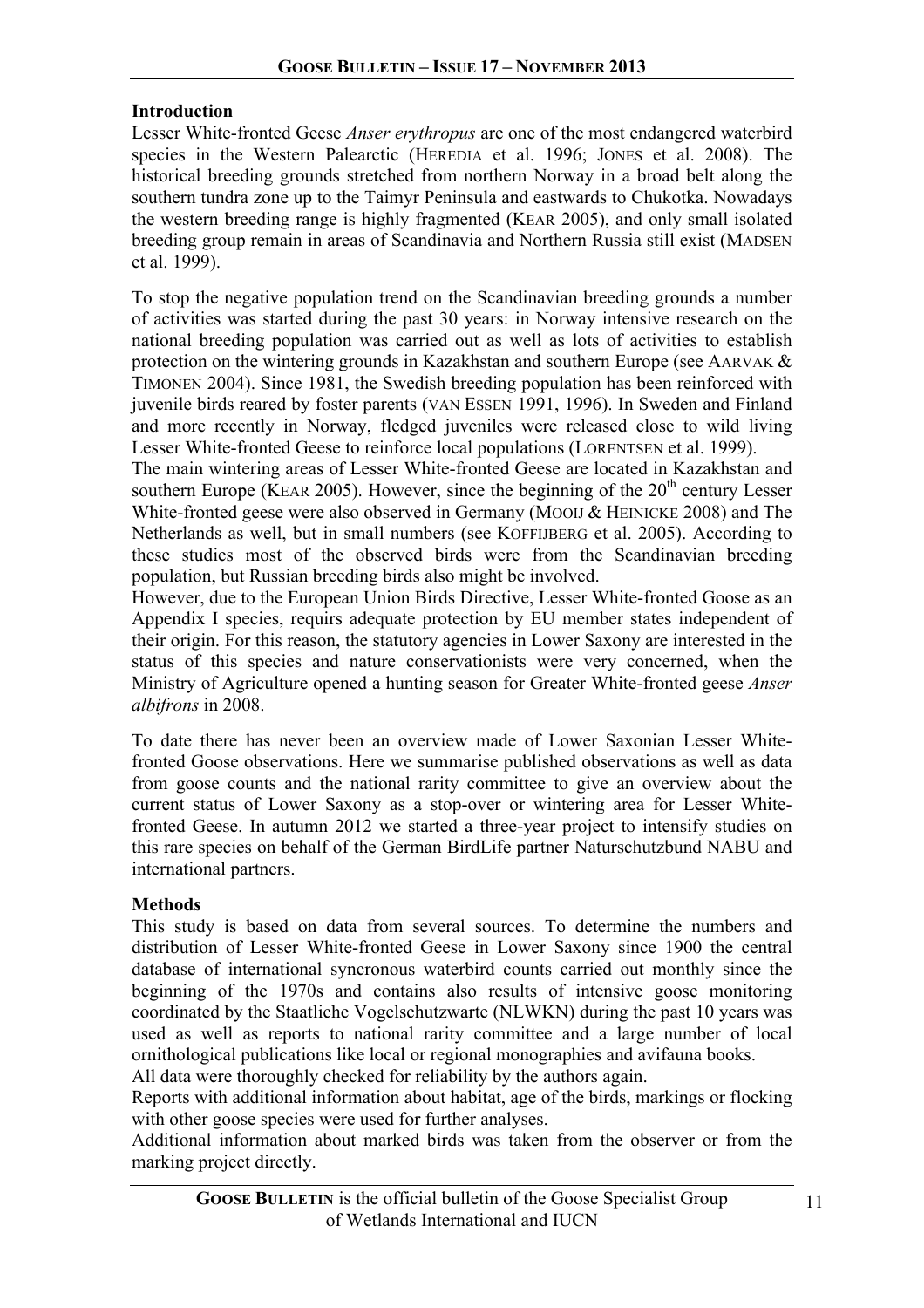## Introduction

Lesser White-fronted Geese *Anser erythropus* are one of the most endangered waterbird species in the Western Palearctic (HEREDIA et al. 1996; JONES et al. 2008). The historical breeding grounds stretched from northern Norway in a broad belt along the southern tundra zone up to the Taimyr Peninsula and eastwards to Chukotka. Nowadays the western breeding range is highly fragmented (KEAR 2005), and only small isolated breeding group remain in areas of Scandinavia and Northern Russia still exist (MADSEN et al. 1999).

To stop the negative population trend on the Scandinavian breeding grounds a number of activities was started during the past 30 years: in Norway intensive research on the national breeding population was carried out as well as lots of activities to establish protection on the wintering grounds in Kazakhstan and southern Europe (see AARVAK & TIMONEN 2004). Since 1981, the Swedish breeding population has been reinforced with juvenile birds reared by foster parents (VAN ESSEN 1991, 1996). In Sweden and Finland and more recently in Norway, fledged juveniles were released close to wild living Lesser White-fronted Geese to reinforce local populations (LORENTSEN et al. 1999).

The main wintering areas of Lesser White-fronted Geese are located in Kazakhstan and southern Europe (KEAR 2005). However, since the beginning of the 20th century Lesser White-fronted geese were also observed in Germany (MOOIJ & HEINICKE 2008) and The Netherlands as well, but in small numbers (see KOFFIJBERG et al. 2005). According to these studies most of the observed birds were from the Scandinavian breeding population, but Russian breeding birds also might be involved.

However, due to the European Union Birds Directive, Lesser White-fronted Goose as an Appendix I species, requires adequate protection by EU member states independent of their origin. For this reason, the statutory agencies in Lower Saxony are interested in the status of this species and nature conservationists were very concerned, when the Ministry of Agriculture opened a hunting season for Greater White-fronted geese *Anser albifrons* in 2008.

To date there has never been an overview made of Lower Saxonian Lesser White-fronted Goose observations. Here we summarise published observations as well as data from goose counts and the national rarity committee to give an overview about the current status of Lower Saxony as a stop-over or wintering area for Lesser White-fronted Geese. In autumn 2012 we started a three-year project to intensify studies on this rare species on behalf of the German BirdLife partner Naturschutzbund NABU and international partners.

## Methods

This study is based on data from several sources. To determine the numbers and distribution of Lesser White-fronted Geese in Lower Saxony since 1900 the central database of international syncronous waterbird counts carried out monthly since the beginning of the 1970s and contains also results of intensive goose monitoring coordinated by the Staatliche Vogelschutzwarte (NLWKN) during the past 10 years was used as well as reports to national rarity committee and a large number of local ornithological publications like local or regional monographies and avifauna books.

All data were thoroughly checked for reliability by the authors again.

Reports with additional information about habitat, age of the birds, markings or flocking with other goose species were used for further analyses.

Additional information about marked birds was taken from the observer or from the marking project directly.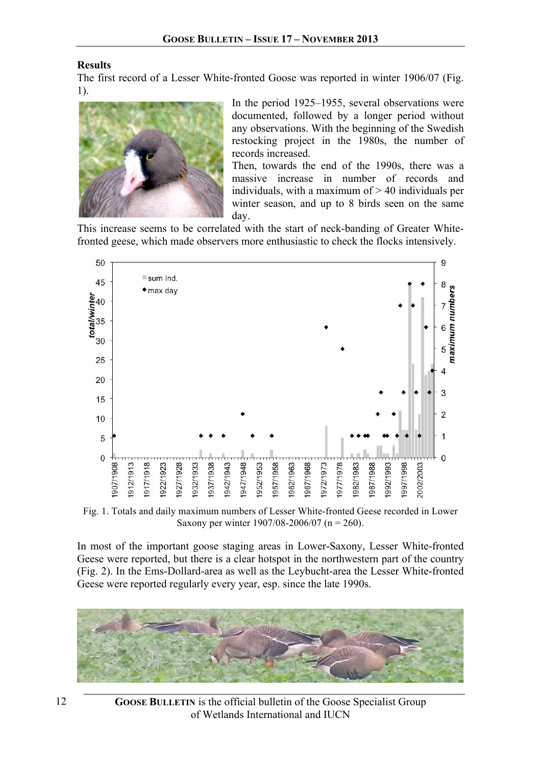**Results**

The first record of a Lesser White-fronted Goose was reported in winter 1906/07 (Fig. 1).

In the period 1925–1955, several observations were documented, followed by a longer period without any observations. With the beginning of the Swedish restocking project in the 1980s, the number of records increased.

Then, towards the end of the 1990s, there was a massive increase in number of records and individuals, with a maximum of > 40 individuals per winter season, and up to 8 birds seen on the same day.

This increase seems to be correlated with the start of neck-banding of Greater White-fronted geese, which made observers more enthusiastic to check the flocks intensively.

Fig. 1. Totals and daily maximum numbers of Lesser White-fronted Geese recorded in Lower Saxony per winter 1907/08-2006/07 (n = 260).

In most of the important goose staging areas in Lower-Saxony, Lesser White-fronted Geese were reported, but there is a clear hotspot in the northwestern part of the country (Fig. 2). In the Ems-Dollard-area as well as the Leybucht-area the Lesser White-fronted Geese were reported regularly every year, esp. since the late 1990s.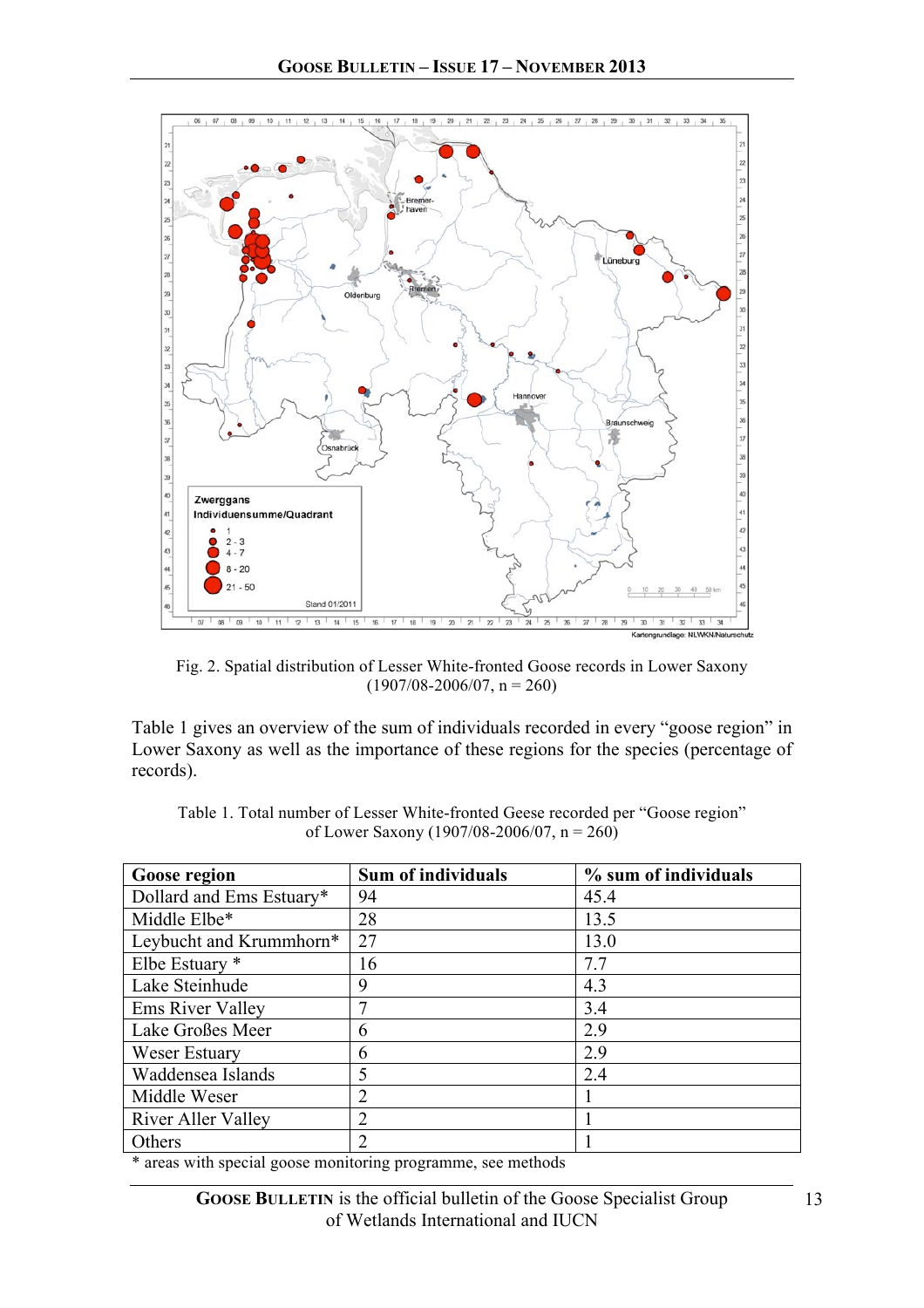Fig. 2. Spatial distribution of Lesser White-fronted Goose records in Lower Saxony (1907/08-2006/07, n = 260)

Table 1 gives an overview of the sum of individuals recorded in every "goose region" in Lower Saxony as well as the importance of these regions for the species (percentage of records).

Table 1. Total number of Lesser White-fronted Geese recorded per "Goose region" of Lower Saxony (1907/08-2006/07, n = 260)

| Goose region | Sum of individuals | % sum of individuals |
|---|---|---|
| Dollard and Ems Estuary* | 94 | 45.4 |
| Middle Elbe* | 28 | 13.5 |
| Leybucht and Krummhorn* | 27 | 13.0 |
| Elbe Estuary * | 16 | 7.7 |
| Lake Steinhude | 9 | 4.3 |
| Ems River Valley | 7 | 3.4 |
| Lake Großes Meer | 6 | 2.9 |
| Weser Estuary | 6 | 2.9 |
| Waddensea Islands | 5 | 2.4 |
| Middle Weser | 2 | 1 |
| River Aller Valley | 2 | 1 |
| Others | 2 | 1 |

* areas with special goose monitoring programme, see methods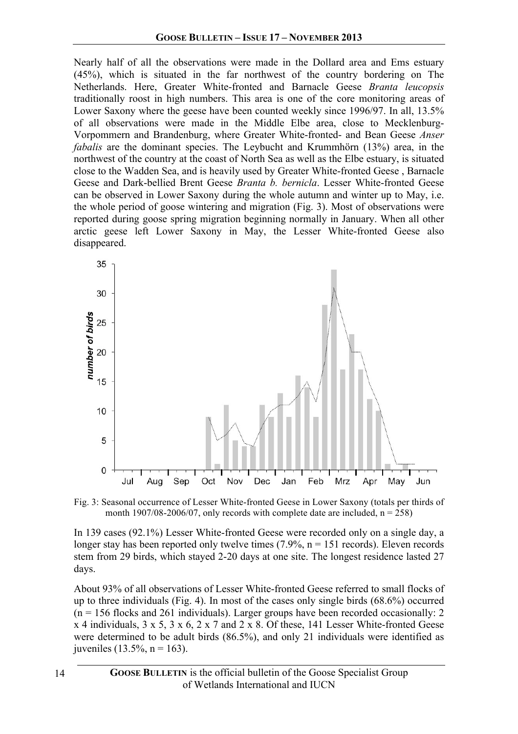Nearly half of all the observations were made in the Dollard area and Ems estuary (45%), which is situated in the far northwest of the country bordering on The Netherlands. Here, Greater White-fronted and Barnacle Geese *Branta leucopsis* traditionally roost in high numbers. This area is one of the core monitoring areas of Lower Saxony where the geese have been counted weekly since 1996/97. In all, 13.5% of all observations were made in the Middle Elbe area, close to Mecklenburg-Vorpommern and Brandenburg, where Greater White-fronted- and Bean Geese *Anser fabalis* are the dominant species. The Leybucht and Krummhörn (13%) area, in the northwest of the country at the coast of North Sea as well as the Elbe estuary, is situated close to the Wadden Sea, and is heavily used by Greater White-fronted Geese , Barnacle Geese and Dark-bellied Brent Geese *Branta b. bernicla*. Lesser White-fronted Geese can be observed in Lower Saxony during the whole autumn and winter up to May, i.e. the whole period of goose wintering and migration (Fig. 3). Most of observations were reported during goose spring migration beginning normally in January. When all other arctic geese left Lower Saxony in May, the Lesser White-fronted Geese also disappeared.

Fig. 3: Seasonal occurrence of Lesser White-fronted Geese in Lower Saxony (totals per thirds of month 1907/08-2006/07, only records with complete date are included, n = 258)

In 139 cases (92.1%) Lesser White-fronted Geese were recorded only on a single day, a longer stay has been reported only twelve times (7.9%, n = 151 records). Eleven records stem from 29 birds, which stayed 2-20 days at one site. The longest residence lasted 27 days.

About 93% of all observations of Lesser White-fronted Geese referred to small flocks of up to three individuals (Fig. 4). In most of the cases only single birds (68.6%) occurred (n = 156 flocks and 261 individuals). Larger groups have been recorded occasionally: 2 x 4 individuals, 3 x 5, 3 x 6, 2 x 7 and 2 x 8. Of these, 141 Lesser White-fronted Geese were determined to be adult birds (86.5%), and only 21 individuals were identified as juveniles (13.5%, n = 163).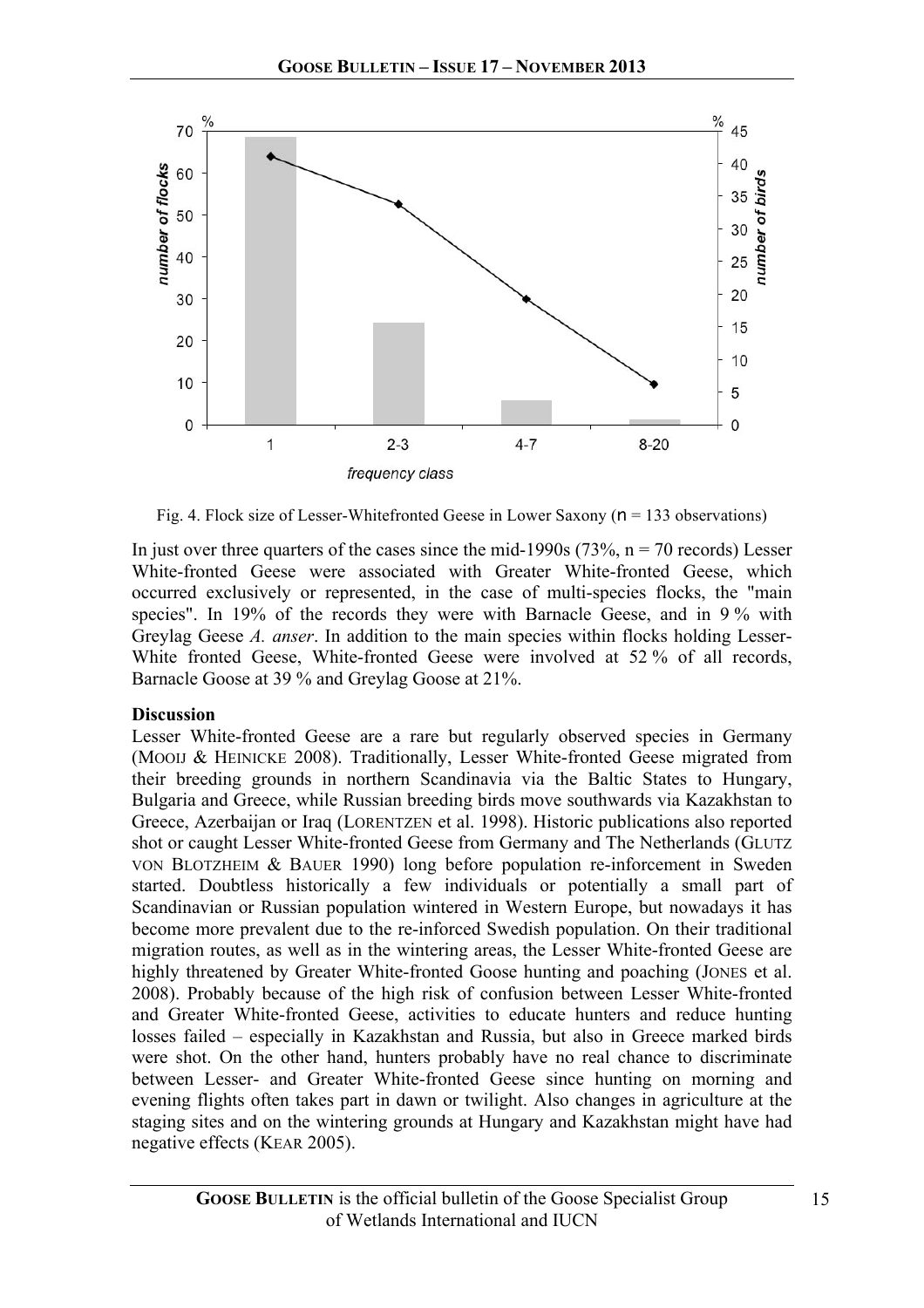Fig. 4. Flock size of Lesser-Whitefronted Geese in Lower Saxony ($n$ = 133 observations)

In just over three quarters of the cases since the mid-1990s (73%, n = 70 records) Lesser White-fronted Geese were associated with Greater White-fronted Geese, which occurred exclusively or represented, in the case of multi-species flocks, the "main species". In 19% of the records they were with Barnacle Geese, and in 9 % with Greylag Geese *A. anser*. In addition to the main species within flocks holding Lesser-White fronted Geese, White-fronted Geese were involved at 52 % of all records, Barnacle Goose at 39 % and Greylag Goose at 21%.

**Discussion**

Lesser White-fronted Geese are a rare but regularly observed species in Germany (MOOIJ & HEINICKE 2008). Traditionally, Lesser White-fronted Geese migrated from their breeding grounds in northern Scandinavia via the Baltic States to Hungary, Bulgaria and Greece, while Russian breeding birds move southwards via Kazakhstan to Greece, Azerbaijan or Iraq (LORENTZEN et al. 1998). Historic publications also reported shot or caught Lesser White-fronted Geese from Germany and The Netherlands (GLUTZ VON BLOTZHEIM & BAUER 1990) long before population re-inforcement in Sweden started. Doubtless historically a few individuals or potentially a small part of Scandinavian or Russian population wintered in Western Europe, but nowadays it has become more prevalent due to the re-inforced Swedish population. On their traditional migration routes, as well as in the wintering areas, the Lesser White-fronted Geese are highly threatened by Greater White-fronted Goose hunting and poaching (JONES et al. 2008). Probably because of the high risk of confusion between Lesser White-fronted and Greater White-fronted Geese, activities to educate hunters and reduce hunting losses failed – especially in Kazakhstan and Russia, but also in Greece marked birds were shot. On the other hand, hunters probably have no real chance to discriminate between Lesser- and Greater White-fronted Geese since hunting on morning and evening flights often takes part in dawn or twilight. Also changes in agriculture at the staging sites and on the wintering grounds at Hungary and Kazakhstan might have had negative effects (KEAR 2005).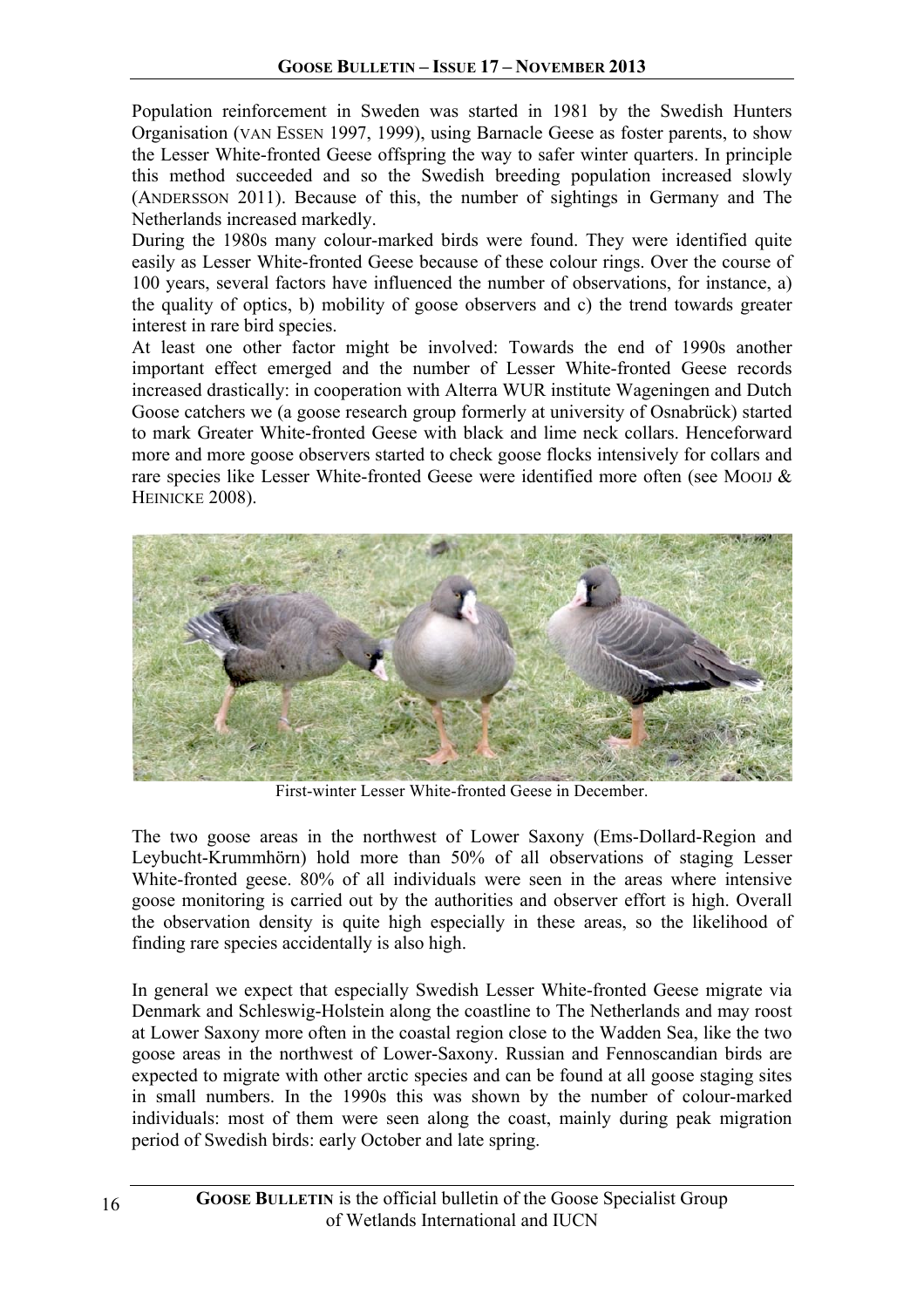Population reinforcement in Sweden was started in 1981 by the Swedish Hunters Organisation (VAN ESSEN 1997, 1999), using Barnacle Geese as foster parents, to show the Lesser White-fronted Geese offspring the way to safer winter quarters. In principle this method succeeded and so the Swedish breeding population increased slowly (ANDERSSON 2011). Because of this, the number of sightings in Germany and The Netherlands increased markedly.

During the 1980s many colour-marked birds were found. They were identified quite easily as Lesser White-fronted Geese because of these colour rings. Over the course of 100 years, several factors have influenced the number of observations, for instance, a) the quality of optics, b) mobility of goose observers and c) the trend towards greater interest in rare bird species.

At least one other factor might be involved: Towards the end of 1990s another important effect emerged and the number of Lesser White-fronted Geese records increased drastically: in cooperation with Alterra WUR institute Wageningen and Dutch Goose catchers we (a goose research group formerly at university of Osnabrück) started to mark Greater White-fronted Geese with black and lime neck collars. Henceforward more and more goose observers started to check goose flocks intensively for collars and rare species like Lesser White-fronted Geese were identified more often (see MOOIJ & HEINICKE 2008).

First-winter Lesser White-fronted Geese in December.

The two goose areas in the northwest of Lower Saxony (Ems-Dollard-Region and Leybucht-Krummhörn) hold more than 50% of all observations of staging Lesser White-fronted geese. 80% of all individuals were seen in the areas where intensive goose monitoring is carried out by the authorities and observer effort is high. Overall the observation density is quite high especially in these areas, so the likelihood of finding rare species accidentally is also high.

In general we expect that especially Swedish Lesser White-fronted Geese migrate via Denmark and Schleswig-Holstein along the coastline to The Netherlands and may roost at Lower Saxony more often in the coastal region close to the Wadden Sea, like the two goose areas in the northwest of Lower-Saxony. Russian and Fennoscandian birds are expected to migrate with other arctic species and can be found at all goose staging sites in small numbers. In the 1990s this was shown by the number of colour-marked individuals: most of them were seen along the coast, mainly during peak migration period of Swedish birds: early October and late spring.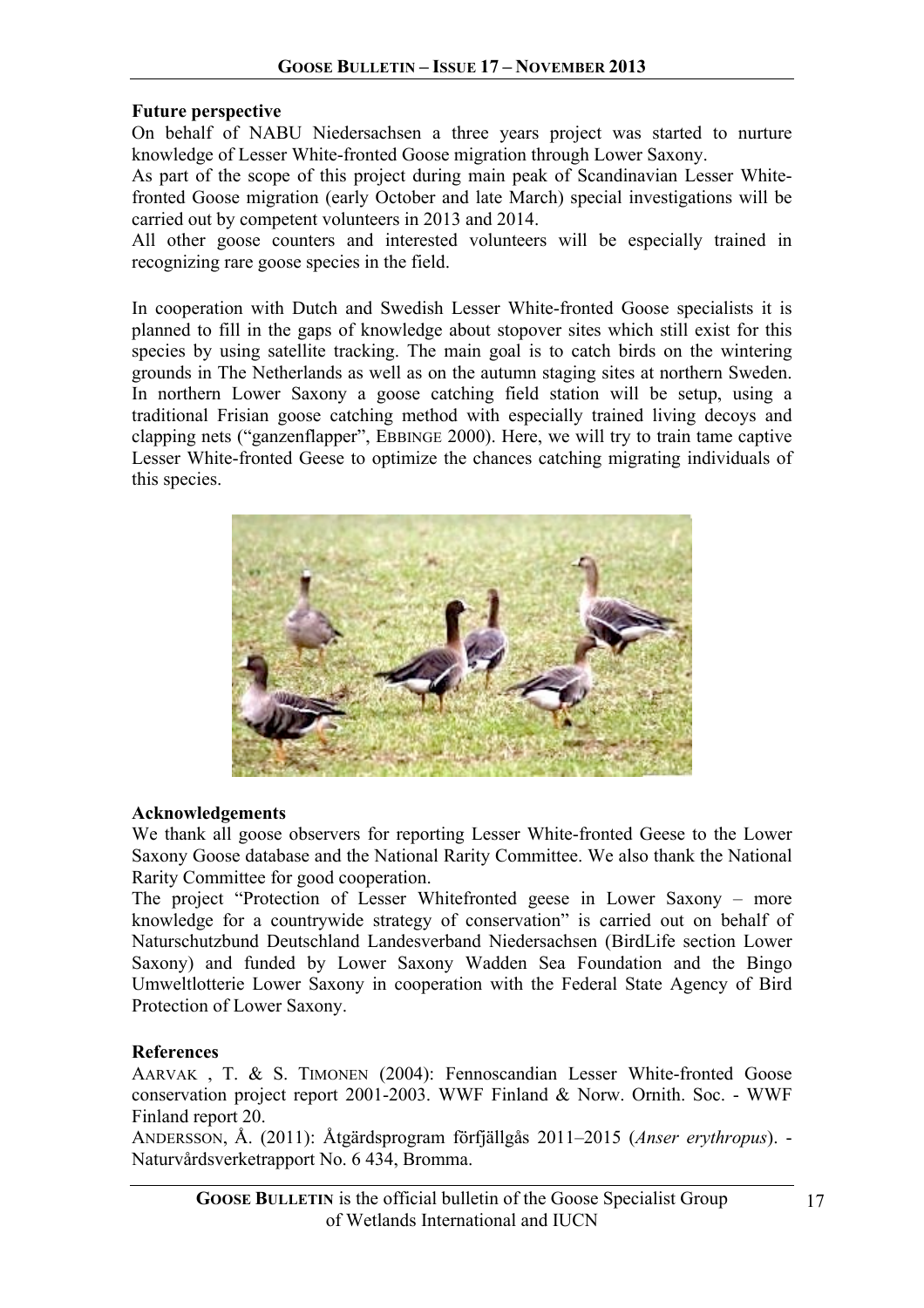**Future perspective**

On behalf of NABU Niedersachsen a three years project was started to nurture knowledge of Lesser White-fronted Goose migration through Lower Saxony.

As part of the scope of this project during main peak of Scandinavian Lesser White-fronted Goose migration (early October and late March) special investigations will be carried out by competent volunteers in 2013 and 2014.

All other goose counters and interested volunteers will be especially trained in recognizing rare goose species in the field.

In cooperation with Dutch and Swedish Lesser White-fronted Goose specialists it is planned to fill in the gaps of knowledge about stopover sites which still exist for this species by using satellite tracking. The main goal is to catch birds on the wintering grounds in The Netherlands as well as on the autumn staging sites at northern Sweden. In northern Lower Saxony a goose catching field station will be setup, using a traditional Frisian goose catching method with especially trained living decoys and clapping nets ("ganzenflapper", EBBINGE 2000). Here, we will try to train tame captive Lesser White-fronted Geese to optimize the chances catching migrating individuals of this species.

**Acknowledgements**

We thank all goose observers for reporting Lesser White-fronted Geese to the Lower Saxony Goose database and the National Rarity Committee. We also thank the National Rarity Committee for good cooperation.

The project "Protection of Lesser Whitefronted geese in Lower Saxony – more knowledge for a countrywide strategy of conservation" is carried out on behalf of Naturschutzbund Deutschland Landesverband Niedersachsen (BirdLife section Lower Saxony) and funded by Lower Saxony Wadden Sea Foundation and the Bingo Umweltlotterie Lower Saxony in cooperation with the Federal State Agency of Bird Protection of Lower Saxony.

**References**

AARVAK , T. & S. TIMONEN (2004): Fennoscandian Lesser White-fronted Goose conservation project report 2001-2003. WWF Finland & Norw. Ornith. Soc. - WWF Finland report 20.

ANDERSSON, Å. (2011): Åtgärdsprogram förfjällgås 2011–2015 (*Anser erythropus*). - Naturvårdsverketrapport No. 6 434, Bromma.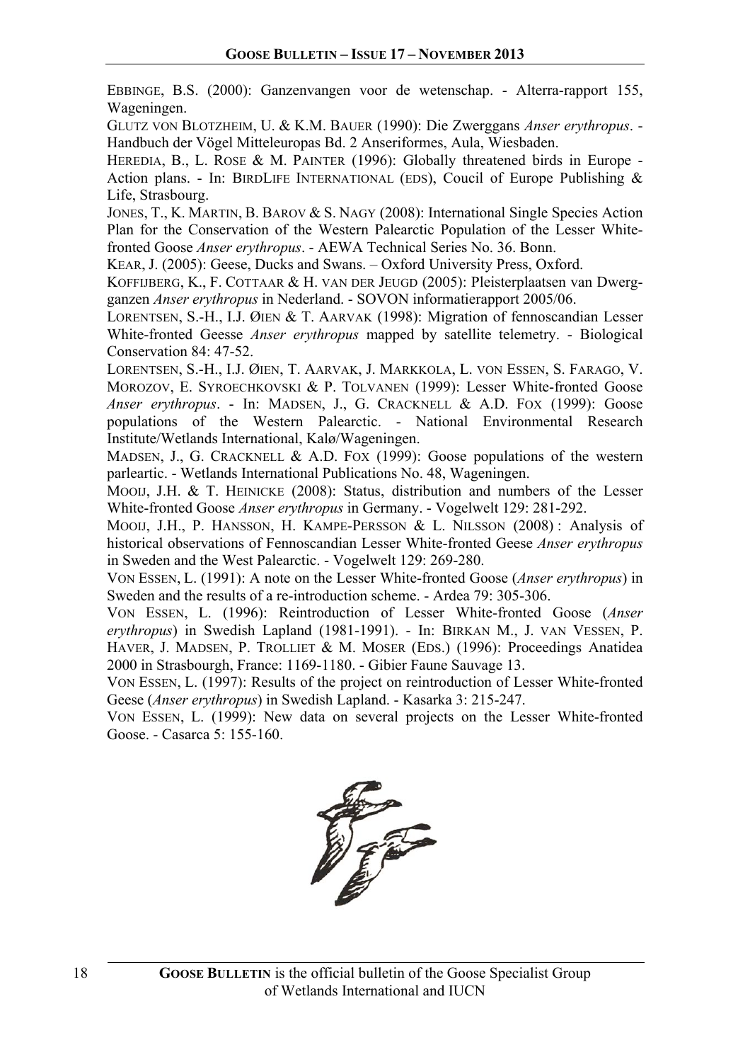EBBINGE, B.S. (2000): Ganzenvangen voor de wetenschap. - Alterra-rapport 155, Wageningen.

GLUTZ VON BLOTZHEIM, U. & K.M. BAUER (1990): Die Zwerggans *Anser erythropus*. - Handbuch der Vögel Mitteleuropas Bd. 2 Anseriformes, Aula, Wiesbaden.

HEREDIA, B., L. ROSE & M. PAINTER (1996): Globally threatened birds in Europe - Action plans. - In: BIRDLIFE INTERNATIONAL (EDS), Coucil of Europe Publishing & Life, Strasbourg.

JONES, T., K. MARTIN, B. BAROV & S. NAGY (2008): International Single Species Action Plan for the Conservation of the Western Palearctic Population of the Lesser White-fronted Goose *Anser erythropus*. - AEWA Technical Series No. 36. Bonn.

KEAR, J. (2005): Geese, Ducks and Swans. – Oxford University Press, Oxford.

KOFFIJBERG, K., F. COTTAAR & H. VAN DER JEUGD (2005): Pleisterplaatsen van Dwergganzen *Anser erythropus* in Nederland. - SOVON informatierapport 2005/06.

LORENTSEN, S.-H., I.J. ØIEN & T. AARVAK (1998): Migration of fennoscandian Lesser White-fronted Geesse *Anser erythropus* mapped by satellite telemetry. - Biological Conservation 84: 47-52.

LORENTSEN, S.-H., I.J. ØIEN, T. AARVAK, J. MARKKOLA, L. VON ESSEN, S. FARAGO, V. MOROZOV, E. SYROECHKOVSKI & P. TOLVANEN (1999): Lesser White-fronted Goose *Anser erythropus*. - In: MADSEN, J., G. CRACKNELL & A.D. FOX (1999): Goose populations of the Western Palearctic. - National Environmental Research Institute/Wetlands International, Kalø/Wageningen.

MADSEN, J., G. CRACKNELL & A.D. FOX (1999): Goose populations of the western parleartic. - Wetlands International Publications No. 48, Wageningen.

MOOIJ, J.H. & T. HEINICKE (2008): Status, distribution and numbers of the Lesser White-fronted Goose *Anser erythropus* in Germany. - Vogelwelt 129: 281-292.

MOOIJ, J.H., P. HANSSON, H. KAMPE-PERSSON & L. NILSSON (2008) : Analysis of historical observations of Fennoscandian Lesser White-fronted Geese *Anser erythropus* in Sweden and the West Palearctic. - Vogelwelt 129: 269-280.

VON ESSEN, L. (1991): A note on the Lesser White-fronted Goose (*Anser erythropus*) in Sweden and the results of a re-introduction scheme. - Ardea 79: 305-306.

VON ESSEN, L. (1996): Reintroduction of Lesser White-fronted Goose (*Anser erythropus*) in Swedish Lapland (1981-1991). - In: BIRKAN M., J. VAN VESSEN, P. HAVER, J. MADSEN, P. TROLLIET & M. MOSER (EDS.) (1996): Proceedings Anatidea 2000 in Strasbourgh, France: 1169-1180. - Gibier Faune Sauvage 13.

VON ESSEN, L. (1997): Results of the project on reintroduction of Lesser White-fronted Geese (*Anser erythropus*) in Swedish Lapland. - Kasarka 3: 215-247.

VON ESSEN, L. (1999): New data on several projects on the Lesser White-fronted Goose. - Casarca 5: 155-160.